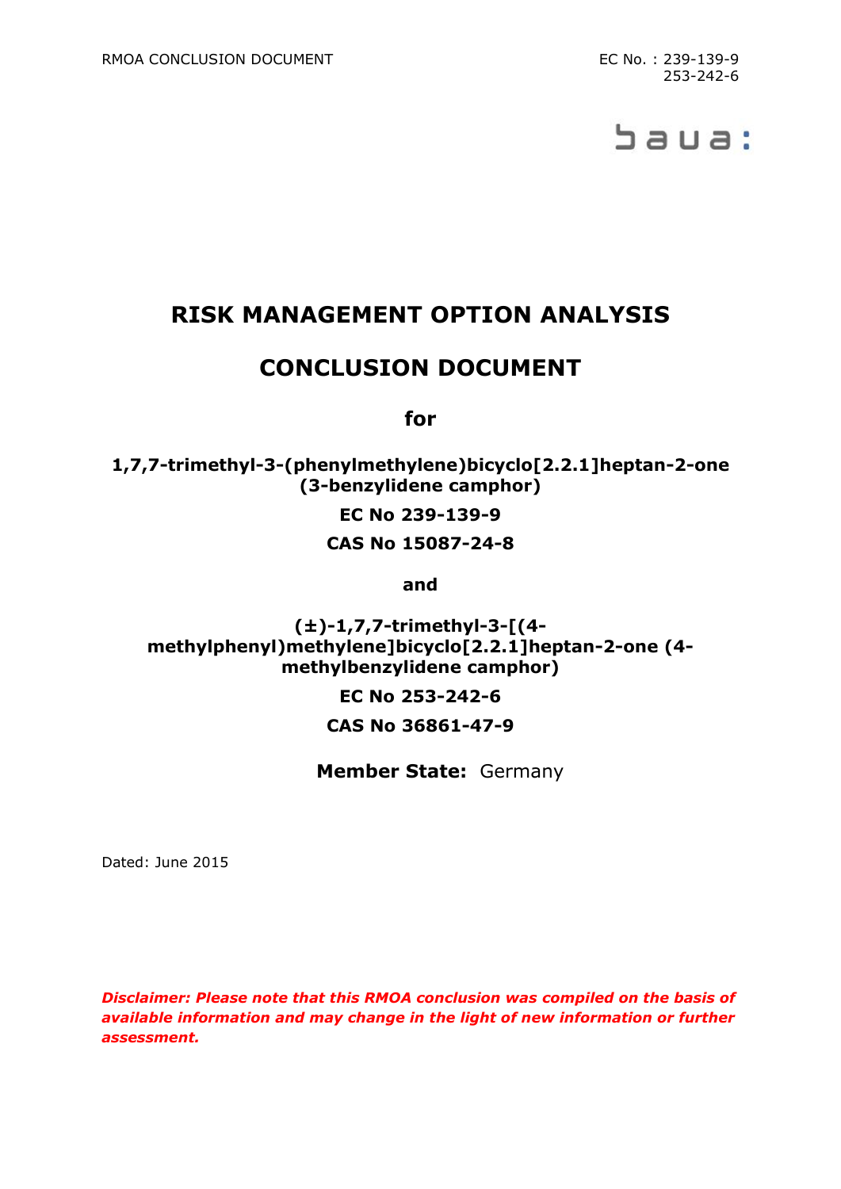RMOA CONCLUSION DOCUMENT

EC No. : 239-139-9
253-242-6

baua:

# RISK MANAGEMENT OPTION ANALYSIS

# CONCLUSION DOCUMENT

**for**

**1,7,7-trimethyl-3-(phenylmethylene)bicyclo[2.2.1]heptan-2-one (3-benzylidene camphor)**

**EC No 239-139-9**

**CAS No 15087-24-8**

**and**

**(±)-1,7,7-trimethyl-3-[(4-methylphenyl)methylene]bicyclo[2.2.1]heptan-2-one (4-methylbenzylidene camphor)**

**EC No 253-242-6**

**CAS No 36861-47-9**

**Member State:** Germany

Dated: June 2015

***Disclaimer: Please note that this RMOA conclusion was compiled on the basis of available information and may change in the light of new information or further assessment.***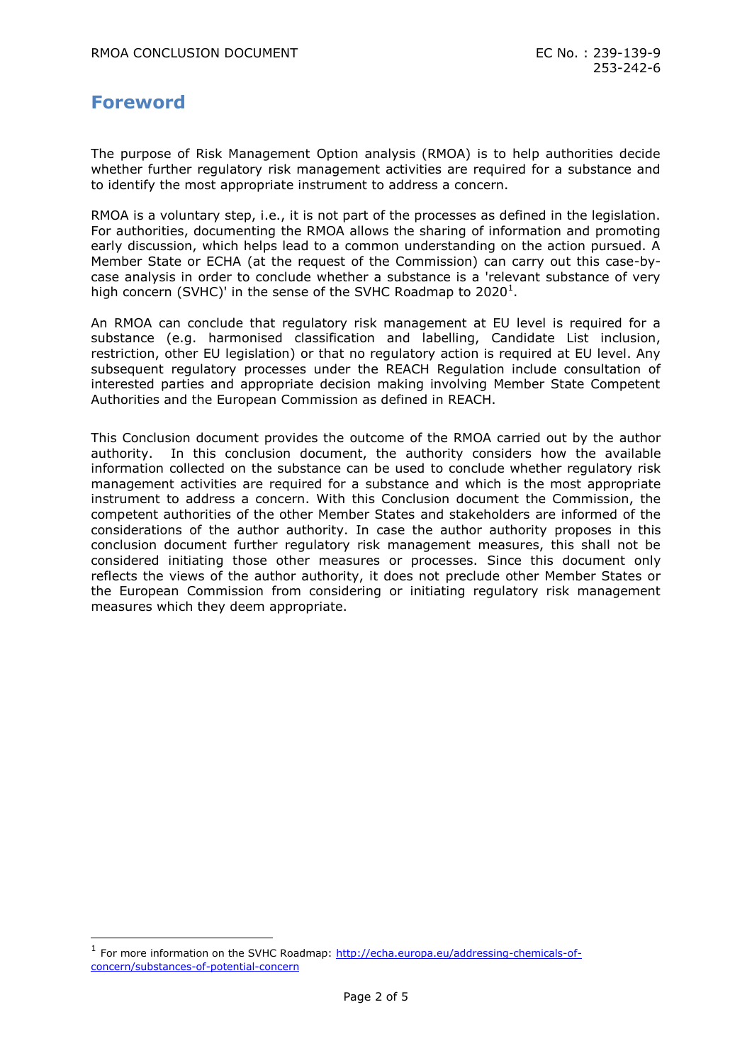# Foreword

The purpose of Risk Management Option analysis (RMOA) is to help authorities decide whether further regulatory risk management activities are required for a substance and to identify the most appropriate instrument to address a concern.

RMOA is a voluntary step, i.e., it is not part of the processes as defined in the legislation. For authorities, documenting the RMOA allows the sharing of information and promoting early discussion, which helps lead to a common understanding on the action pursued. A Member State or ECHA (at the request of the Commission) can carry out this case-by-case analysis in order to conclude whether a substance is a 'relevant substance of very high concern (SVHC)' in the sense of the SVHC Roadmap to 2020[1].

An RMOA can conclude that regulatory risk management at EU level is required for a substance (e.g. harmonised classification and labelling, Candidate List inclusion, restriction, other EU legislation) or that no regulatory action is required at EU level. Any subsequent regulatory processes under the REACH Regulation include consultation of interested parties and appropriate decision making involving Member State Competent Authorities and the European Commission as defined in REACH.

This Conclusion document provides the outcome of the RMOA carried out by the author authority. In this conclusion document, the authority considers how the available information collected on the substance can be used to conclude whether regulatory risk management activities are required for a substance and which is the most appropriate instrument to address a concern. With this Conclusion document the Commission, the competent authorities of the other Member States and stakeholders are informed of the considerations of the author authority. In case the author authority proposes in this conclusion document further regulatory risk management measures, this shall not be considered initiating those other measures or processes. Since this document only reflects the views of the author authority, it does not preclude other Member States or the European Commission from considering or initiating regulatory risk management measures which they deem appropriate.

[1] For more information on the SVHC Roadmap: http://echa.europa.eu/addressing-chemicals-of-concern/substances-of-potential-concern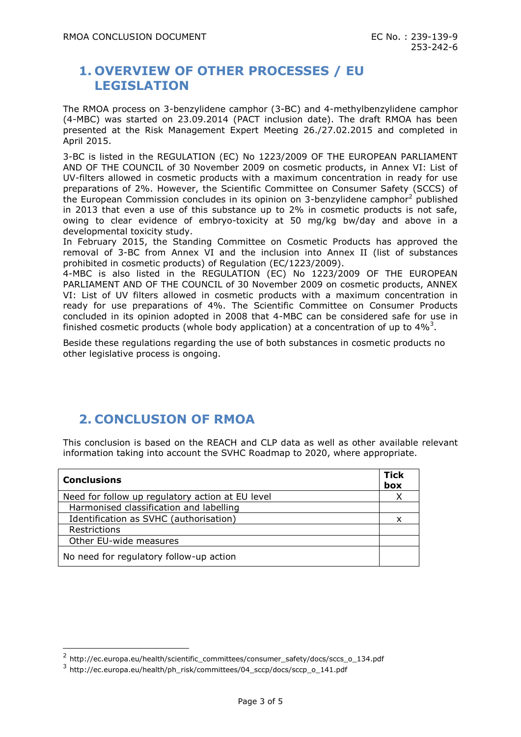# 1. OVERVIEW OF OTHER PROCESSES / EU LEGISLATION

The RMOA process on 3-benzylidene camphor (3-BC) and 4-methylbenzylidene camphor (4-MBC) was started on 23.09.2014 (PACT inclusion date). The draft RMOA has been presented at the Risk Management Expert Meeting 26./27.02.2015 and completed in April 2015.

3-BC is listed in the REGULATION (EC) No 1223/2009 OF THE EUROPEAN PARLIAMENT AND OF THE COUNCIL of 30 November 2009 on cosmetic products, in Annex VI: List of UV-filters allowed in cosmetic products with a maximum concentration in ready for use preparations of 2%. However, the Scientific Committee on Consumer Safety (SCCS) of the European Commission concludes in its opinion on 3-benzylidene camphor[2] published in 2013 that even a use of this substance up to 2% in cosmetic products is not safe, owing to clear evidence of embryo-toxicity at 50 mg/kg bw/day and above in a developmental toxicity study.
In February 2015, the Standing Committee on Cosmetic Products has approved the removal of 3-BC from Annex VI and the inclusion into Annex II (list of substances prohibited in cosmetic products) of Regulation (EC/1223/2009).
4-MBC is also listed in the REGULATION (EC) No 1223/2009 OF THE EUROPEAN PARLIAMENT AND OF THE COUNCIL of 30 November 2009 on cosmetic products, ANNEX VI: List of UV filters allowed in cosmetic products with a maximum concentration in ready for use preparations of 4%. The Scientific Committee on Consumer Products concluded in its opinion adopted in 2008 that 4-MBC can be considered safe for use in finished cosmetic products (whole body application) at a concentration of up to 4%[3].

Beside these regulations regarding the use of both substances in cosmetic products no other legislative process is ongoing.

# 2. CONCLUSION OF RMOA

This conclusion is based on the REACH and CLP data as well as other available relevant information taking into account the SVHC Roadmap to 2020, where appropriate.

| Conclusions | Tick box |
|---|---|
| Need for follow up regulatory action at EU level | X |
| Harmonised classification and labelling | |
| Identification as SVHC (authorisation) | x |
| Restrictions | |
| Other EU-wide measures | |
| No need for regulatory follow-up action | |

[2] http://ec.europa.eu/health/scientific_committees/consumer_safety/docs/sccs_o_134.pdf

[3] http://ec.europa.eu/health/ph_risk/committees/04_sccp/docs/sccp_o_141.pdf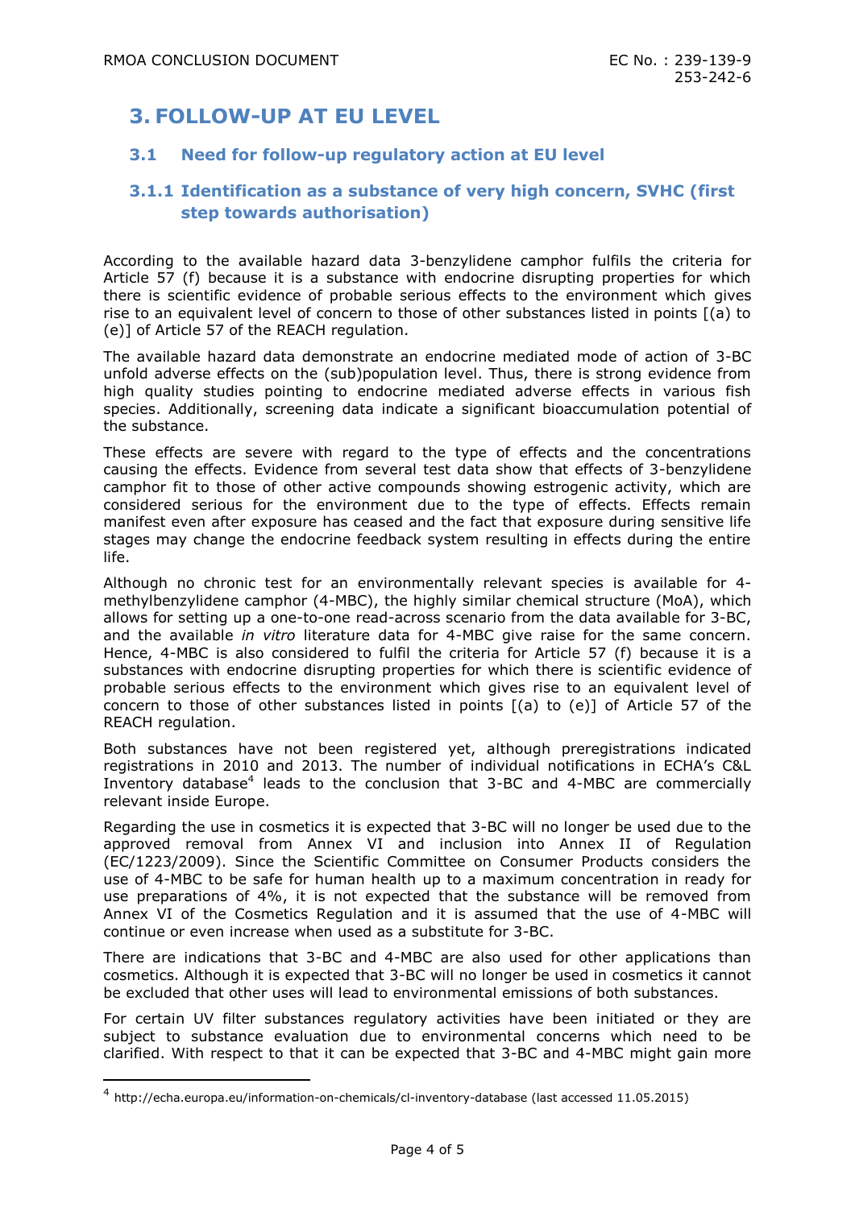# 3. FOLLOW-UP AT EU LEVEL

## 3.1 Need for follow-up regulatory action at EU level

### 3.1.1 Identification as a substance of very high concern, SVHC (first step towards authorisation)

According to the available hazard data 3-benzylidene camphor fulfils the criteria for Article 57 (f) because it is a substance with endocrine disrupting properties for which there is scientific evidence of probable serious effects to the environment which gives rise to an equivalent level of concern to those of other substances listed in points [(a) to (e)] of Article 57 of the REACH regulation.

The available hazard data demonstrate an endocrine mediated mode of action of 3-BC unfold adverse effects on the (sub)population level. Thus, there is strong evidence from high quality studies pointing to endocrine mediated adverse effects in various fish species. Additionally, screening data indicate a significant bioaccumulation potential of the substance.

These effects are severe with regard to the type of effects and the concentrations causing the effects. Evidence from several test data show that effects of 3-benzylidene camphor fit to those of other active compounds showing estrogenic activity, which are considered serious for the environment due to the type of effects. Effects remain manifest even after exposure has ceased and the fact that exposure during sensitive life stages may change the endocrine feedback system resulting in effects during the entire life.

Although no chronic test for an environmentally relevant species is available for 4-methylbenzylidene camphor (4-MBC), the highly similar chemical structure (MoA), which allows for setting up a one-to-one read-across scenario from the data available for 3-BC, and the available *in vitro* literature data for 4-MBC give raise for the same concern. Hence, 4-MBC is also considered to fulfil the criteria for Article 57 (f) because it is a substances with endocrine disrupting properties for which there is scientific evidence of probable serious effects to the environment which gives rise to an equivalent level of concern to those of other substances listed in points [(a) to (e)] of Article 57 of the REACH regulation.

Both substances have not been registered yet, although preregistrations indicated registrations in 2010 and 2013. The number of individual notifications in ECHA's C&L Inventory database[4] leads to the conclusion that 3-BC and 4-MBC are commercially relevant inside Europe.

Regarding the use in cosmetics it is expected that 3-BC will no longer be used due to the approved removal from Annex VI and inclusion into Annex II of Regulation (EC/1223/2009). Since the Scientific Committee on Consumer Products considers the use of 4-MBC to be safe for human health up to a maximum concentration in ready for use preparations of 4%, it is not expected that the substance will be removed from Annex VI of the Cosmetics Regulation and it is assumed that the use of 4-MBC will continue or even increase when used as a substitute for 3-BC.

There are indications that 3-BC and 4-MBC are also used for other applications than cosmetics. Although it is expected that 3-BC will no longer be used in cosmetics it cannot be excluded that other uses will lead to environmental emissions of both substances.

For certain UV filter substances regulatory activities have been initiated or they are subject to substance evaluation due to environmental concerns which need to be clarified. With respect to that it can be expected that 3-BC and 4-MBC might gain more

[4] http://echa.europa.eu/information-on-chemicals/cl-inventory-database (last accessed 11.05.2015)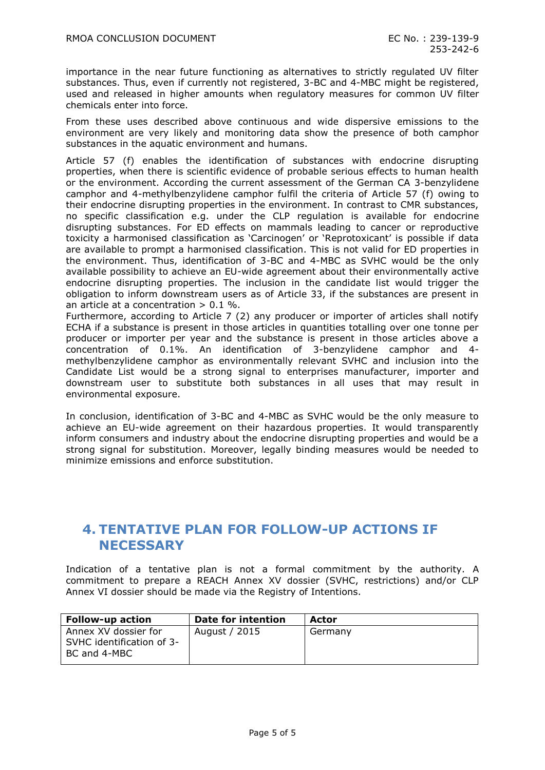importance in the near future functioning as alternatives to strictly regulated UV filter substances. Thus, even if currently not registered, 3-BC and 4-MBC might be registered, used and released in higher amounts when regulatory measures for common UV filter chemicals enter into force.

From these uses described above continuous and wide dispersive emissions to the environment are very likely and monitoring data show the presence of both camphor substances in the aquatic environment and humans.

Article 57 (f) enables the identification of substances with endocrine disrupting properties, when there is scientific evidence of probable serious effects to human health or the environment. According the current assessment of the German CA 3-benzylidene camphor and 4-methylbenzylidene camphor fulfil the criteria of Article 57 (f) owing to their endocrine disrupting properties in the environment. In contrast to CMR substances, no specific classification e.g. under the CLP regulation is available for endocrine disrupting substances. For ED effects on mammals leading to cancer or reproductive toxicity a harmonised classification as 'Carcinogen' or 'Reprotoxicant' is possible if data are available to prompt a harmonised classification. This is not valid for ED properties in the environment. Thus, identification of 3-BC and 4-MBC as SVHC would be the only available possibility to achieve an EU-wide agreement about their environmentally active endocrine disrupting properties. The inclusion in the candidate list would trigger the obligation to inform downstream users as of Article 33, if the substances are present in an article at a concentration > 0.1 %.
Furthermore, according to Article 7 (2) any producer or importer of articles shall notify ECHA if a substance is present in those articles in quantities totalling over one tonne per producer or importer per year and the substance is present in those articles above a concentration of 0.1%. An identification of 3-benzylidene camphor and 4-methylbenzylidene camphor as environmentally relevant SVHC and inclusion into the Candidate List would be a strong signal to enterprises manufacturer, importer and downstream user to substitute both substances in all uses that may result in environmental exposure.

In conclusion, identification of 3-BC and 4-MBC as SVHC would be the only measure to achieve an EU-wide agreement on their hazardous properties. It would transparently inform consumers and industry about the endocrine disrupting properties and would be a strong signal for substitution. Moreover, legally binding measures would be needed to minimize emissions and enforce substitution.

# 4. TENTATIVE PLAN FOR FOLLOW-UP ACTIONS IF NECESSARY

Indication of a tentative plan is not a formal commitment by the authority. A commitment to prepare a REACH Annex XV dossier (SVHC, restrictions) and/or CLP Annex VI dossier should be made via the Registry of Intentions.

| Follow-up action | Date for intention | Actor |
|---|---|---|
| Annex XV dossier for SVHC identification of 3-BC and 4-MBC | August / 2015 | Germany |